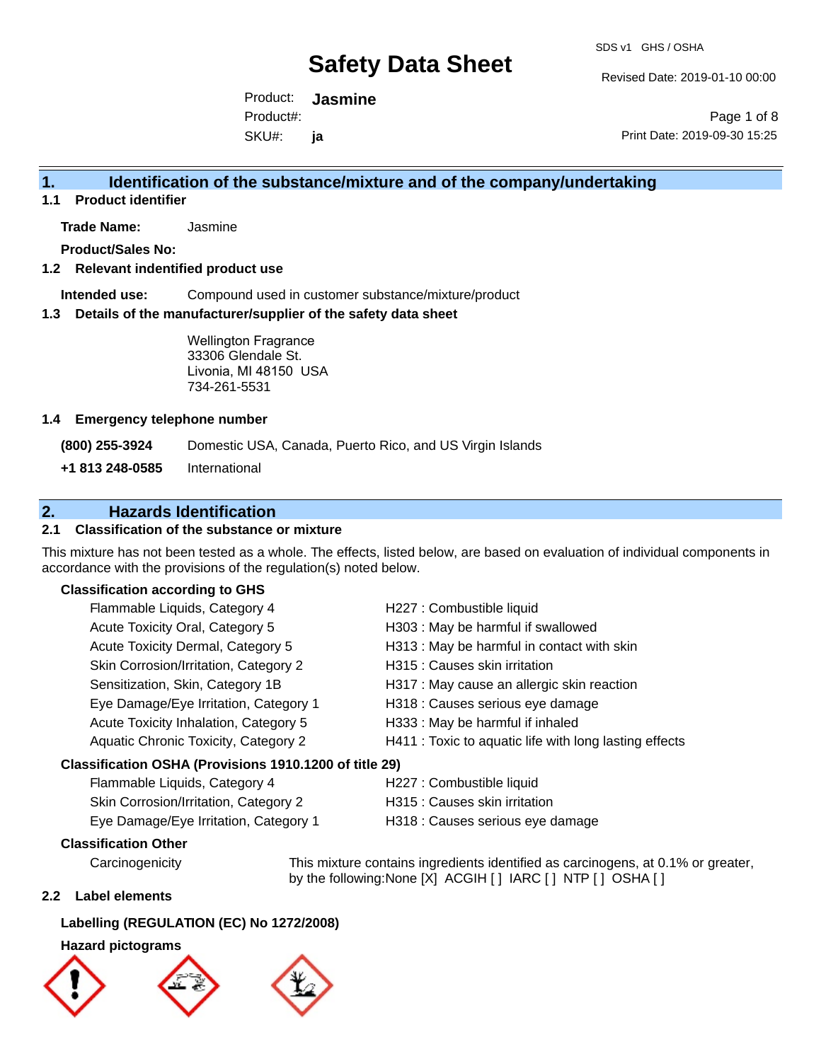# Safety Data Sheet

Product: **Jasmine**
Product#:
SKU#: **ja**

SDS v1 GHS / OSHA
Revised Date: 2019-01-10 00:00
Print Date: 2019-09-30 15:25

## 1. Identification of the substance/mixture and of the company/undertaking

### 1.1 Product identifier

**Trade Name:** Jasmine

**Product/Sales No:**

### 1.2 Relevant indentified product use

**Intended use:** Compound used in customer substance/mixture/product

### 1.3 Details of the manufacturer/supplier of the safety data sheet

Wellington Fragrance
33306 Glendale St.
Livonia, MI 48150 USA
734-261-5531

### 1.4 Emergency telephone number

**(800) 255-3924** Domestic USA, Canada, Puerto Rico, and US Virgin Islands

**+1 813 248-0585** International

## 2. Hazards Identification

### 2.1 Classification of the substance or mixture

This mixture has not been tested as a whole. The effects, listed below, are based on evaluation of individual components in accordance with the provisions of the regulation(s) noted below.

**Classification according to GHS**

| | |
|---|---|
| Flammable Liquids, Category 4 | H227 : Combustible liquid |
| Acute Toxicity Oral, Category 5 | H303 : May be harmful if swallowed |
| Acute Toxicity Dermal, Category 5 | H313 : May be harmful in contact with skin |
| Skin Corrosion/Irritation, Category 2 | H315 : Causes skin irritation |
| Sensitization, Skin, Category 1B | H317 : May cause an allergic skin reaction |
| Eye Damage/Eye Irritation, Category 1 | H318 : Causes serious eye damage |
| Acute Toxicity Inhalation, Category 5 | H333 : May be harmful if inhaled |
| Aquatic Chronic Toxicity, Category 2 | H411 : Toxic to aquatic life with long lasting effects |

**Classification OSHA (Provisions 1910.1200 of title 29)**

| | |
|---|---|
| Flammable Liquids, Category 4 | H227 : Combustible liquid |
| Skin Corrosion/Irritation, Category 2 | H315 : Causes skin irritation |
| Eye Damage/Eye Irritation, Category 1 | H318 : Causes serious eye damage |

**Classification Other**

Carcinogenicity: This mixture contains ingredients identified as carcinogens, at 0.1% or greater, by the following:None [X] ACGIH [ ] IARC [ ] NTP [ ] OSHA [ ]

### 2.2 Label elements

**Labelling (REGULATION (EC) No 1272/2008)**

**Hazard pictograms**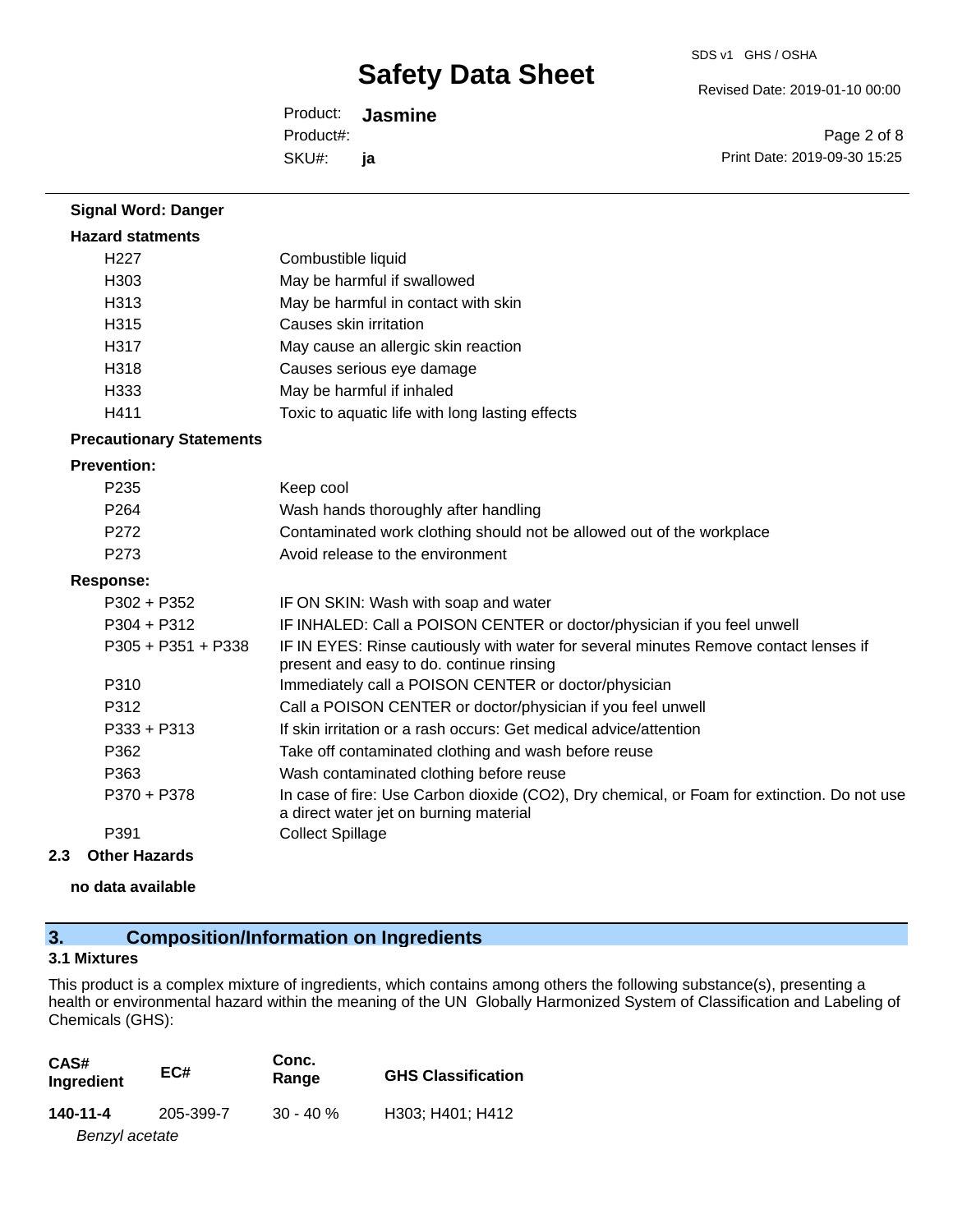**Signal Word: Danger**

**Hazard statments**

| | |
|---|---|
| H227 | Combustible liquid |
| H303 | May be harmful if swallowed |
| H313 | May be harmful in contact with skin |
| H315 | Causes skin irritation |
| H317 | May cause an allergic skin reaction |
| H318 | Causes serious eye damage |
| H333 | May be harmful if inhaled |
| H411 | Toxic to aquatic life with long lasting effects |

**Precautionary Statements**

**Prevention:**

| | |
|---|---|
| P235 | Keep cool |
| P264 | Wash hands thoroughly after handling |
| P272 | Contaminated work clothing should not be allowed out of the workplace |
| P273 | Avoid release to the environment |

**Response:**

| | |
|---|---|
| P302 + P352 | IF ON SKIN: Wash with soap and water |
| P304 + P312 | IF INHALED: Call a POISON CENTER or doctor/physician if you feel unwell |
| P305 + P351 + P338 | IF IN EYES: Rinse cautiously with water for several minutes Remove contact lenses if present and easy to do. continue rinsing |
| P310 | Immediately call a POISON CENTER or doctor/physician |
| P312 | Call a POISON CENTER or doctor/physician if you feel unwell |
| P333 + P313 | If skin irritation or a rash occurs: Get medical advice/attention |
| P362 | Take off contaminated clothing and wash before reuse |
| P363 | Wash contaminated clothing before reuse |
| P370 + P378 | In case of fire: Use Carbon dioxide (CO2), Dry chemical, or Foam for extinction. Do not use a direct water jet on burning material |
| P391 | Collect Spillage |

### 2.3 Other Hazards

**no data available**

## 3. Composition/Information on Ingredients

### 3.1 Mixtures

This product is a complex mixture of ingredients, which contains among others the following substance(s), presenting a health or environmental hazard within the meaning of the UN Globally Harmonized System of Classification and Labeling of Chemicals (GHS):

| CAS# Ingredient | EC# | Conc. Range | GHS Classification |
|---|---|---|---|
| **140-11-4** | 205-399-7 | 30 - 40 % | H303; H401; H412 |
| *Benzyl acetate* | | | |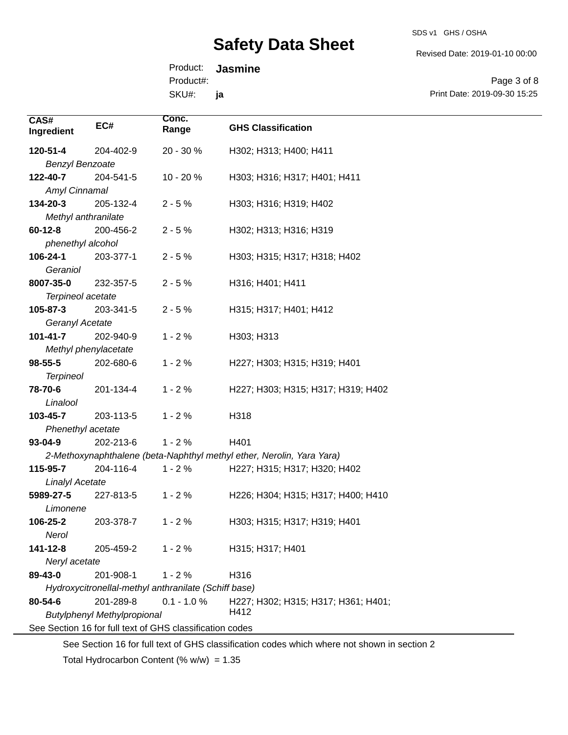| CAS# Ingredient | EC# | Conc. Range | GHS Classification |
|---|---|---|---|
| **120-51-4** *Benzyl Benzoate* | 204-402-9 | 20 - 30 % | H302; H313; H400; H411 |
| **122-40-7** *Amyl Cinnamal* | 204-541-5 | 10 - 20 % | H303; H316; H317; H401; H411 |
| **134-20-3** *Methyl anthranilate* | 205-132-4 | 2 - 5 % | H303; H316; H319; H402 |
| **60-12-8** *phenethyl alcohol* | 200-456-2 | 2 - 5 % | H302; H313; H316; H319 |
| **106-24-1** *Geraniol* | 203-377-1 | 2 - 5 % | H303; H315; H317; H318; H402 |
| **8007-35-0** *Terpineol acetate* | 232-357-5 | 2 - 5 % | H316; H401; H411 |
| **105-87-3** *Geranyl Acetate* | 203-341-5 | 2 - 5 % | H315; H317; H401; H412 |
| **101-41-7** *Methyl phenylacetate* | 202-940-9 | 1 - 2 % | H303; H313 |
| **98-55-5** *Terpineol* | 202-680-6 | 1 - 2 % | H227; H303; H315; H319; H401 |
| **78-70-6** *Linalool* | 201-134-4 | 1 - 2 % | H227; H303; H315; H317; H319; H402 |
| **103-45-7** *Phenethyl acetate* | 203-113-5 | 1 - 2 % | H318 |
| **93-04-9** *2-Methoxynaphthalene (beta-Naphthyl methyl ether, Nerolin, Yara Yara)* | 202-213-6 | 1 - 2 % | H401 |
| **115-95-7** *Linalyl Acetate* | 204-116-4 | 1 - 2 % | H227; H315; H317; H320; H402 |
| **5989-27-5** *Limonene* | 227-813-5 | 1 - 2 % | H226; H304; H315; H317; H400; H410 |
| **106-25-2** *Nerol* | 203-378-7 | 1 - 2 % | H303; H315; H317; H319; H401 |
| **141-12-8** *Neryl acetate* | 205-459-2 | 1 - 2 % | H315; H317; H401 |
| **89-43-0** *Hydroxycitronellal-methyl anthranilate (Schiff base)* | 201-908-1 | 1 - 2 % | H316 |
| **80-54-6** *Butylphenyl Methylpropional* | 201-289-8 | 0.1 - 1.0 % | H227; H302; H315; H317; H361; H401; H412 |

See Section 16 for full text of GHS classification codes

See Section 16 for full text of GHS classification codes which where not shown in section 2

Total Hydrocarbon Content (% w/w) = 1.35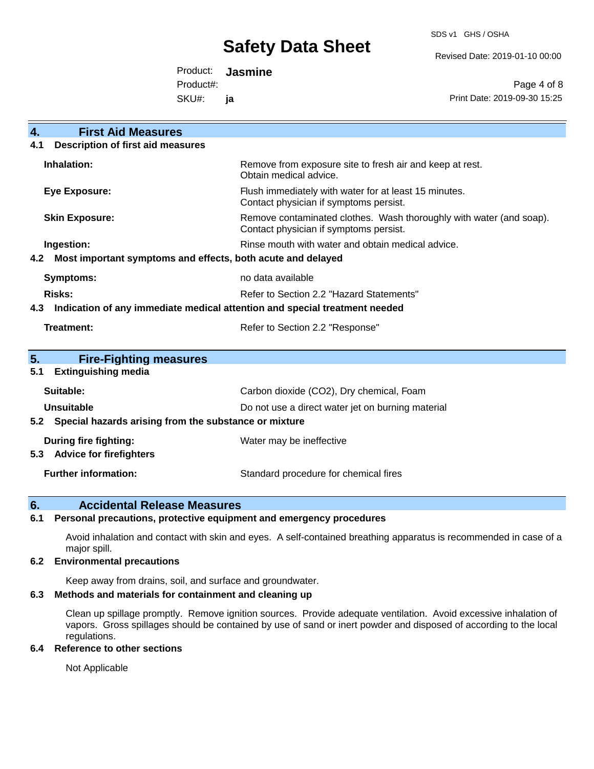## 4. First Aid Measures

### 4.1 Description of first aid measures

| | |
|---|---|
| **Inhalation:** | Remove from exposure site to fresh air and keep at rest. Obtain medical advice. |
| **Eye Exposure:** | Flush immediately with water for at least 15 minutes. Contact physician if symptoms persist. |
| **Skin Exposure:** | Remove contaminated clothes. Wash thoroughly with water (and soap). Contact physician if symptoms persist. |
| **Ingestion:** | Rinse mouth with water and obtain medical advice. |

### 4.2 Most important symptoms and effects, both acute and delayed

| | |
|---|---|
| **Symptoms:** | no data available |
| **Risks:** | Refer to Section 2.2 "Hazard Statements" |

### 4.3 Indication of any immediate medical attention and special treatment needed

| | |
|---|---|
| **Treatment:** | Refer to Section 2.2 "Response" |

## 5. Fire-Fighting measures

### 5.1 Extinguishing media

| | |
|---|---|
| **Suitable:** | Carbon dioxide ($CO_2$), Dry chemical, Foam |
| **Unsuitable** | Do not use a direct water jet on burning material |

### 5.2 Special hazards arising from the substance or mixture

| | |
|---|---|
| **During fire fighting:** | Water may be ineffective |

### 5.3 Advice for firefighters

| | |
|---|---|
| **Further information:** | Standard procedure for chemical fires |

## 6. Accidental Release Measures

### 6.1 Personal precautions, protective equipment and emergency procedures

Avoid inhalation and contact with skin and eyes. A self-contained breathing apparatus is recommended in case of a major spill.

### 6.2 Environmental precautions

Keep away from drains, soil, and surface and groundwater.

### 6.3 Methods and materials for containment and cleaning up

Clean up spillage promptly. Remove ignition sources. Provide adequate ventilation. Avoid excessive inhalation of vapors. Gross spillages should be contained by use of sand or inert powder and disposed of according to the local regulations.

### 6.4 Reference to other sections

Not Applicable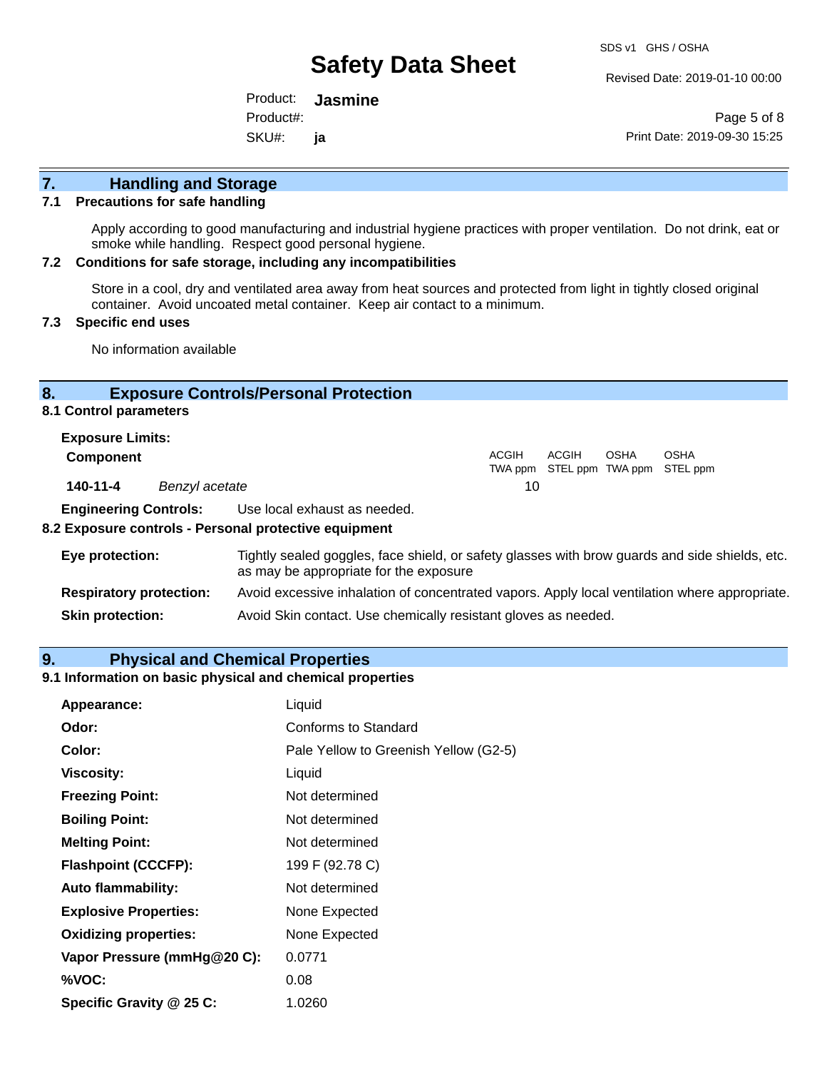## 7. Handling and Storage

### 7.1 Precautions for safe handling

Apply according to good manufacturing and industrial hygiene practices with proper ventilation. Do not drink, eat or smoke while handling. Respect good personal hygiene.

### 7.2 Conditions for safe storage, including any incompatibilities

Store in a cool, dry and ventilated area away from heat sources and protected from light in tightly closed original container. Avoid uncoated metal container. Keep air contact to a minimum.

### 7.3 Specific end uses

No information available

## 8. Exposure Controls/Personal Protection

### 8.1 Control parameters

**Exposure Limits:**

| Component | | ACGIH TWA ppm | ACGIH STEL ppm | OSHA TWA ppm | OSHA STEL ppm |
|---|---|---|---|---|---|
| 140-11-4 | *Benzyl acetate* | 10 | | | |

**Engineering Controls:** Use local exhaust as needed.

### 8.2 Exposure controls - Personal protective equipment

**Eye protection:** Tightly sealed goggles, face shield, or safety glasses with brow guards and side shields, etc. as may be appropriate for the exposure

**Respiratory protection:** Avoid excessive inhalation of concentrated vapors. Apply local ventilation where appropriate.

**Skin protection:** Avoid Skin contact. Use chemically resistant gloves as needed.

## 9. Physical and Chemical Properties

### 9.1 Information on basic physical and chemical properties

| | |
|---|---|
| **Appearance:** | Liquid |
| **Odor:** | Conforms to Standard |
| **Color:** | Pale Yellow to Greenish Yellow (G2-5) |
| **Viscosity:** | Liquid |
| **Freezing Point:** | Not determined |
| **Boiling Point:** | Not determined |
| **Melting Point:** | Not determined |
| **Flashpoint (CCCFP):** | 199 F (92.78 C) |
| **Auto flammability:** | Not determined |
| **Explosive Properties:** | None Expected |
| **Oxidizing properties:** | None Expected |
| **Vapor Pressure (mmHg@20 C):** | 0.0771 |
| **%VOC:** | 0.08 |
| **Specific Gravity @ 25 C:** | 1.0260 |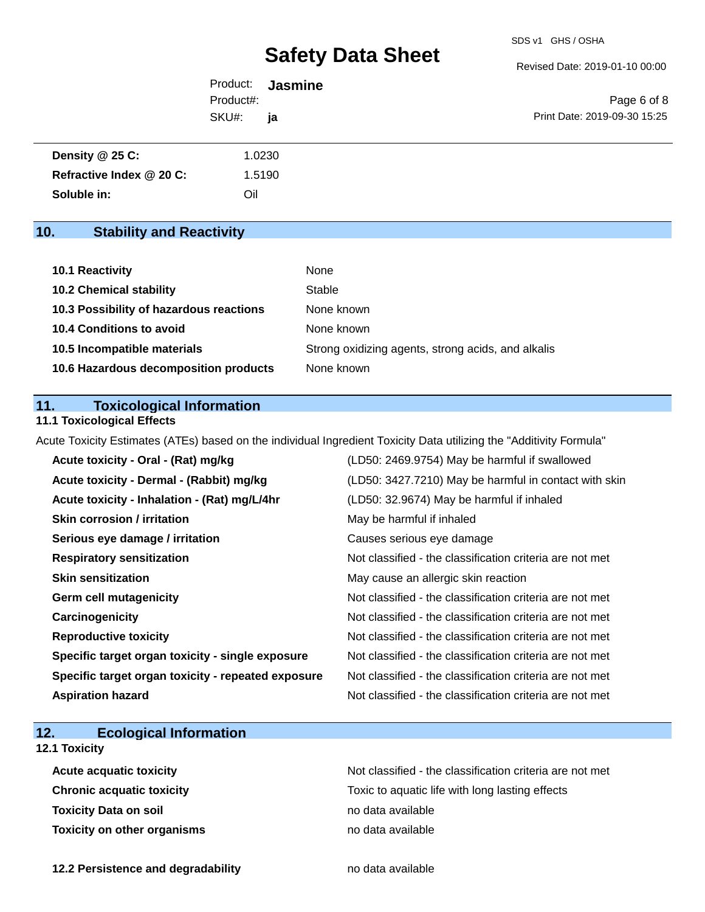| | |
|---|---|
| **Density @ 25 C:** | 1.0230 |
| **Refractive Index @ 20 C:** | 1.5190 |
| **Soluble in:** | Oil |

## 10. Stability and Reactivity

| | |
|---|---|
| **10.1 Reactivity** | None |
| **10.2 Chemical stability** | Stable |
| **10.3 Possibility of hazardous reactions** | None known |
| **10.4 Conditions to avoid** | None known |
| **10.5 Incompatible materials** | Strong oxidizing agents, strong acids, and alkalis |
| **10.6 Hazardous decomposition products** | None known |

## 11. Toxicological Information

### 11.1 Toxicological Effects

Acute Toxicity Estimates (ATEs) based on the individual Ingredient Toxicity Data utilizing the "Additivity Formula"

| | |
|---|---|
| **Acute toxicity - Oral - (Rat) mg/kg** | (LD50: 2469.9754) May be harmful if swallowed |
| **Acute toxicity - Dermal - (Rabbit) mg/kg** | (LD50: 3427.7210) May be harmful in contact with skin |
| **Acute toxicity - Inhalation - (Rat) mg/L/4hr** | (LD50: 32.9674) May be harmful if inhaled |
| **Skin corrosion / irritation** | May be harmful if inhaled |
| **Serious eye damage / irritation** | Causes serious eye damage |
| **Respiratory sensitization** | Not classified - the classification criteria are not met |
| **Skin sensitization** | May cause an allergic skin reaction |
| **Germ cell mutagenicity** | Not classified - the classification criteria are not met |
| **Carcinogenicity** | Not classified - the classification criteria are not met |
| **Reproductive toxicity** | Not classified - the classification criteria are not met |
| **Specific target organ toxicity - single exposure** | Not classified - the classification criteria are not met |
| **Specific target organ toxicity - repeated exposure** | Not classified - the classification criteria are not met |
| **Aspiration hazard** | Not classified - the classification criteria are not met |

## 12. Ecological Information

### 12.1 Toxicity

| | |
|---|---|
| **Acute acquatic toxicity** | Not classified - the classification criteria are not met |
| **Chronic acquatic toxicity** | Toxic to aquatic life with long lasting effects |
| **Toxicity Data on soil** | no data available |
| **Toxicity on other organisms** | no data available |

| | |
|---|---|
| **12.2 Persistence and degradability** | no data available |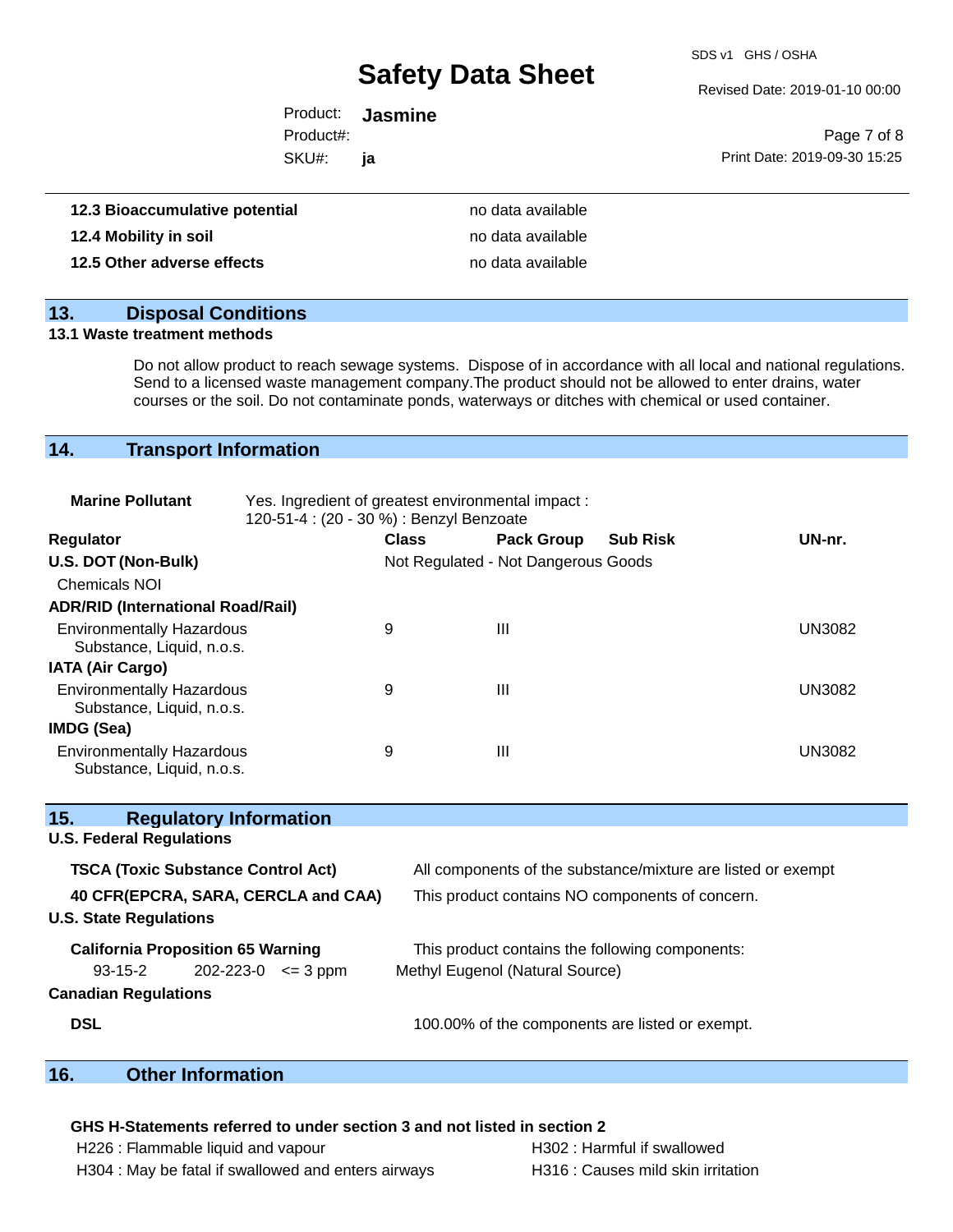| | |
|---|---|
| **12.3 Bioaccumulative potential** | no data available |
| **12.4 Mobility in soil** | no data available |
| **12.5 Other adverse effects** | no data available |

## 13. Disposal Conditions

**13.1 Waste treatment methods**

Do not allow product to reach sewage systems. Dispose of in accordance with all local and national regulations. Send to a licensed waste management company.The product should not be allowed to enter drains, water courses or the soil. Do not contaminate ponds, waterways or ditches with chemical or used container.

## 14. Transport Information

**Marine Pollutant** Yes. Ingredient of greatest environmental impact : 120-51-4 : (20 - 30 %) : Benzyl Benzoate

| Regulator | Class | Pack Group | Sub Risk | UN-nr. |
|---|---|---|---|---|
| **U.S. DOT (Non-Bulk)** | Not Regulated - Not Dangerous Goods | | | |
| Chemicals NOI | | | | |
| **ADR/RID (International Road/Rail)** | | | | |
| Environmentally Hazardous Substance, Liquid, n.o.s. | 9 | III | | UN3082 |
| **IATA (Air Cargo)** | | | | |
| Environmentally Hazardous Substance, Liquid, n.o.s. | 9 | III | | UN3082 |
| **IMDG (Sea)** | | | | |
| Environmentally Hazardous Substance, Liquid, n.o.s. | 9 | III | | UN3082 |

## 15. Regulatory Information

**U.S. Federal Regulations**

| | |
|---|---|
| **TSCA (Toxic Substance Control Act)** | All components of the substance/mixture are listed or exempt |
| **40 CFR(EPCRA, SARA, CERCLA and CAA)** | This product contains NO components of concern. |

**U.S. State Regulations**

| | |
|---|---|
| **California Proposition 65 Warning** | This product contains the following components: |
| 93-15-2 202-223-0 <= 3 ppm | Methyl Eugenol (Natural Source) |

**Canadian Regulations**

| | |
|---|---|
| **DSL** | 100.00% of the components are listed or exempt. |

## 16. Other Information

**GHS H-Statements referred to under section 3 and not listed in section 2**

H226 : Flammable liquid and vapour
H302 : Harmful if swallowed
H304 : May be fatal if swallowed and enters airways
H316 : Causes mild skin irritation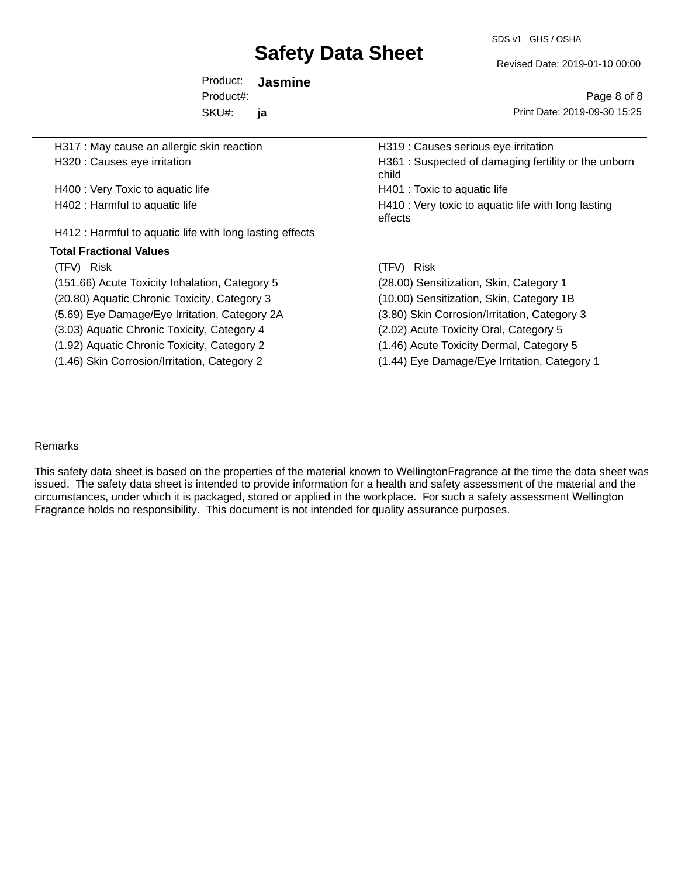H317 : May cause an allergic skin reaction

H319 : Causes serious eye irritation

H320 : Causes eye irritation

H361 : Suspected of damaging fertility or the unborn child

H400 : Very Toxic to aquatic life

H401 : Toxic to aquatic life

H402 : Harmful to aquatic life

H410 : Very toxic to aquatic life with long lasting effects

H412 : Harmful to aquatic life with long lasting effects

**Total Fractional Values**

| (TFV) | Risk | (TFV) | Risk |
|---|---|---|---|
| (151.66) | Acute Toxicity Inhalation, Category 5 | (28.00) | Sensitization, Skin, Category 1 |
| (20.80) | Aquatic Chronic Toxicity, Category 3 | (10.00) | Sensitization, Skin, Category 1B |
| (5.69) | Eye Damage/Eye Irritation, Category 2A | (3.80) | Skin Corrosion/Irritation, Category 3 |
| (3.03) | Aquatic Chronic Toxicity, Category 4 | (2.02) | Acute Toxicity Oral, Category 5 |
| (1.92) | Aquatic Chronic Toxicity, Category 2 | (1.46) | Acute Toxicity Dermal, Category 5 |
| (1.46) | Skin Corrosion/Irritation, Category 2 | (1.44) | Eye Damage/Eye Irritation, Category 1 |

Remarks

This safety data sheet is based on the properties of the material known to WellingtonFragrance at the time the data sheet was issued. The safety data sheet is intended to provide information for a health and safety assessment of the material and the circumstances, under which it is packaged, stored or applied in the workplace. For such a safety assessment Wellington Fragrance holds no responsibility. This document is not intended for quality assurance purposes.